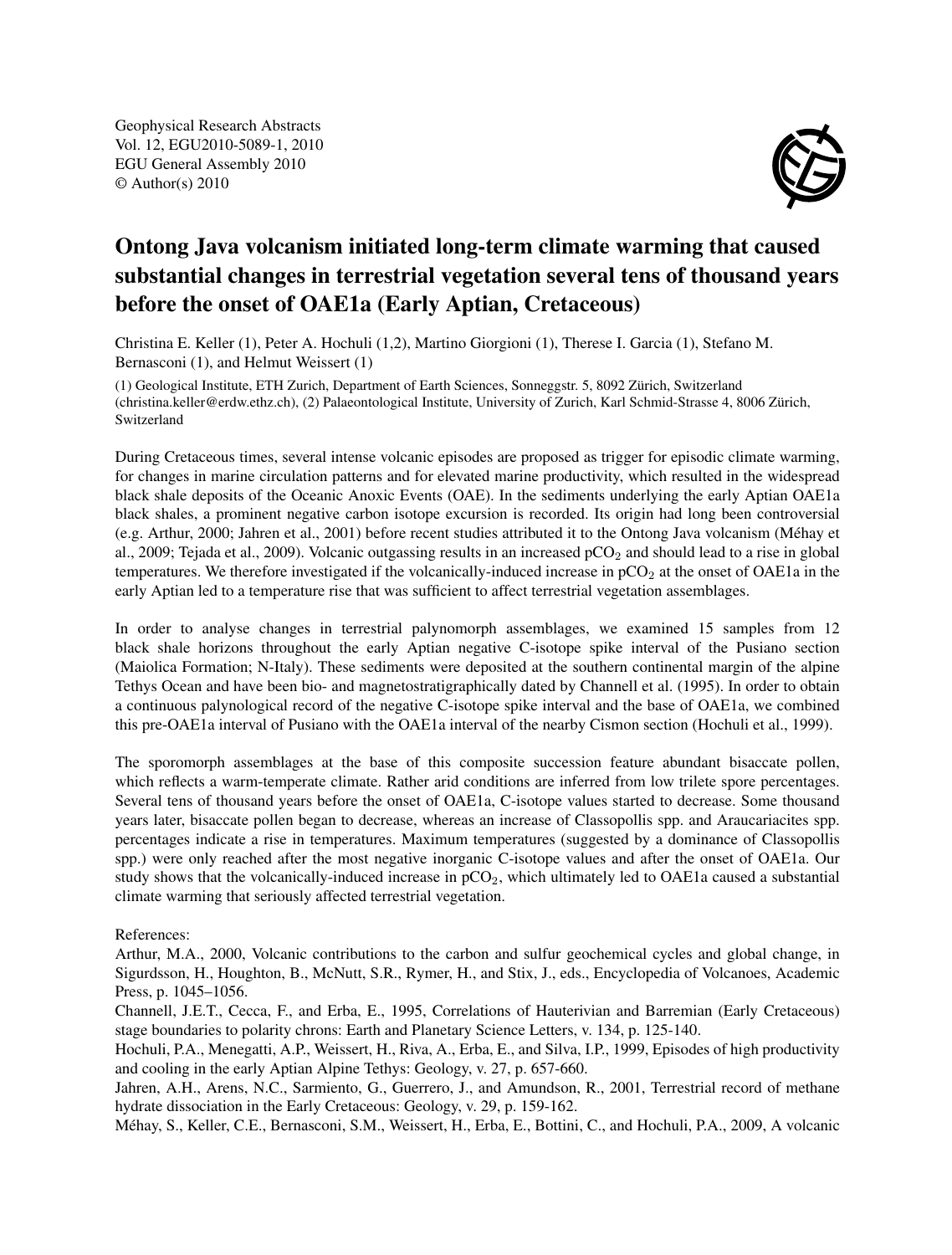Geophysical Research Abstracts
Vol. 12, EGU2010-5089-1, 2010
EGU General Assembly 2010
© Author(s) 2010

# Ontong Java volcanism initiated long-term climate warming that caused substantial changes in terrestrial vegetation several tens of thousand years before the onset of OAE1a (Early Aptian, Cretaceous)

Christina E. Keller (1), Peter A. Hochuli (1,2), Martino Giorgioni (1), Therese I. Garcia (1), Stefano M. Bernasconi (1), and Helmut Weissert (1)

(1) Geological Institute, ETH Zurich, Department of Earth Sciences, Sonneggstr. 5, 8092 Zürich, Switzerland (christina.keller@erdw.ethz.ch), (2) Palaeontological Institute, University of Zurich, Karl Schmid-Strasse 4, 8006 Zürich, Switzerland

During Cretaceous times, several intense volcanic episodes are proposed as trigger for episodic climate warming, for changes in marine circulation patterns and for elevated marine productivity, which resulted in the widespread black shale deposits of the Oceanic Anoxic Events (OAE). In the sediments underlying the early Aptian OAE1a black shales, a prominent negative carbon isotope excursion is recorded. Its origin had long been controversial (e.g. Arthur, 2000; Jahren et al., 2001) before recent studies attributed it to the Ontong Java volcanism (Méhay et al., 2009; Tejada et al., 2009). Volcanic outgassing results in an increased $pCO_2$ and should lead to a rise in global temperatures. We therefore investigated if the volcanically-induced increase in $pCO_2$ at the onset of OAE1a in the early Aptian led to a temperature rise that was sufficient to affect terrestrial vegetation assemblages.

In order to analyse changes in terrestrial palynomorph assemblages, we examined 15 samples from 12 black shale horizons throughout the early Aptian negative C-isotope spike interval of the Pusiano section (Maiolica Formation; N-Italy). These sediments were deposited at the southern continental margin of the alpine Tethys Ocean and have been bio- and magnetostratigraphically dated by Channell et al. (1995). In order to obtain a continuous palynological record of the negative C-isotope spike interval and the base of OAE1a, we combined this pre-OAE1a interval of Pusiano with the OAE1a interval of the nearby Cismon section (Hochuli et al., 1999).

The sporomorph assemblages at the base of this composite succession feature abundant bisaccate pollen, which reflects a warm-temperate climate. Rather arid conditions are inferred from low trilete spore percentages. Several tens of thousand years before the onset of OAE1a, C-isotope values started to decrease. Some thousand years later, bisaccate pollen began to decrease, whereas an increase of Classopollis spp. and Araucariacites spp. percentages indicate a rise in temperatures. Maximum temperatures (suggested by a dominance of Classopollis spp.) were only reached after the most negative inorganic C-isotope values and after the onset of OAE1a. Our study shows that the volcanically-induced increase in $pCO_2$, which ultimately led to OAE1a caused a substantial climate warming that seriously affected terrestrial vegetation.

References:

Arthur, M.A., 2000, Volcanic contributions to the carbon and sulfur geochemical cycles and global change, in Sigurdsson, H., Houghton, B., McNutt, S.R., Rymer, H., and Stix, J., eds., Encyclopedia of Volcanoes, Academic Press, p. 1045–1056.

Channell, J.E.T., Cecca, F., and Erba, E., 1995, Correlations of Hauterivian and Barremian (Early Cretaceous) stage boundaries to polarity chrons: Earth and Planetary Science Letters, v. 134, p. 125-140.

Hochuli, P.A., Menegatti, A.P., Weissert, H., Riva, A., Erba, E., and Silva, I.P., 1999, Episodes of high productivity and cooling in the early Aptian Alpine Tethys: Geology, v. 27, p. 657-660.

Jahren, A.H., Arens, N.C., Sarmiento, G., Guerrero, J., and Amundson, R., 2001, Terrestrial record of methane hydrate dissociation in the Early Cretaceous: Geology, v. 29, p. 159-162.

Méhay, S., Keller, C.E., Bernasconi, S.M., Weissert, H., Erba, E., Bottini, C., and Hochuli, P.A., 2009, A volcanic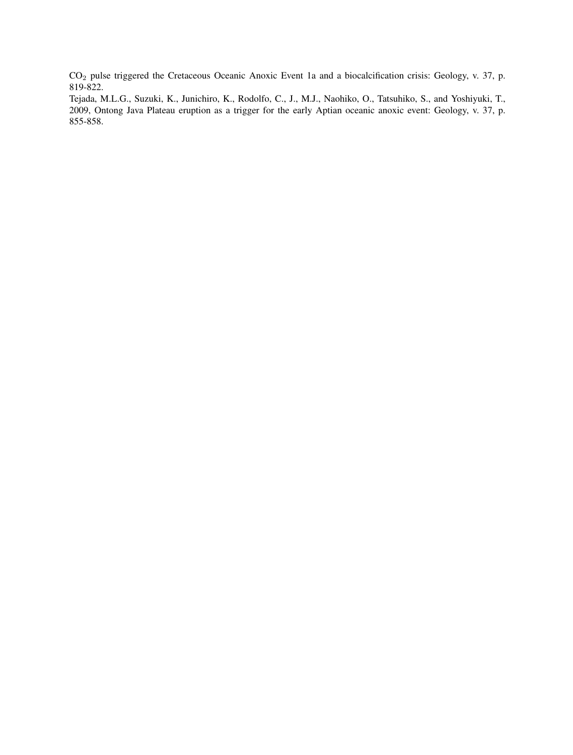$CO_2$ pulse triggered the Cretaceous Oceanic Anoxic Event 1a and a biocalcification crisis: Geology, v. 37, p. 819-822.

Tejada, M.L.G., Suzuki, K., Junichiro, K., Rodolfo, C., J., M.J., Naohiko, O., Tatsuhiko, S., and Yoshiyuki, T., 2009, Ontong Java Plateau eruption as a trigger for the early Aptian oceanic anoxic event: Geology, v. 37, p. 855-858.